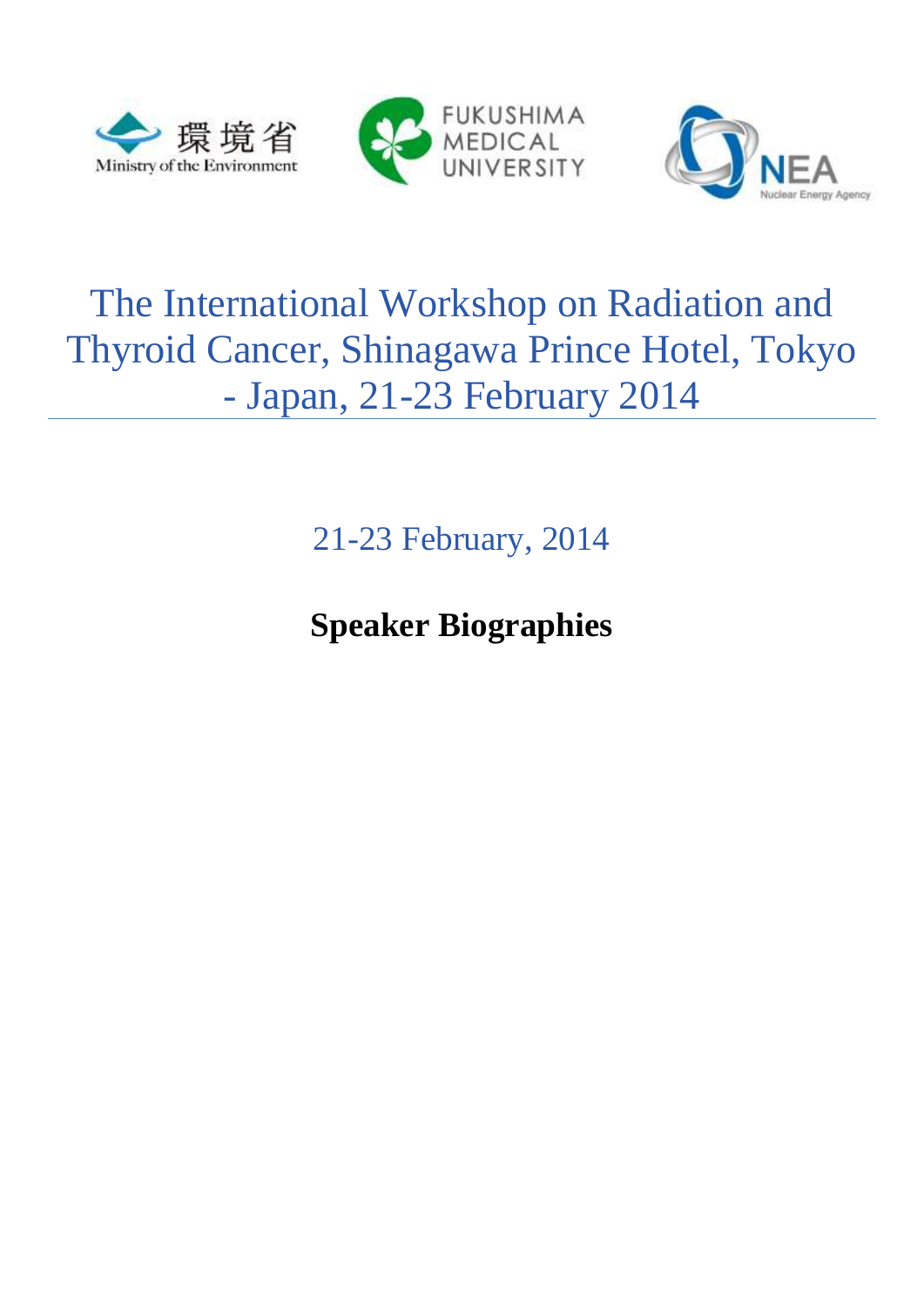環境省 Ministry of the Environment

FUKUSHIMA MEDICAL UNIVERSITY

NEA Nuclear Energy Agency

# The International Workshop on Radiation and Thyroid Cancer, Shinagawa Prince Hotel, Tokyo - Japan, 21-23 February 2014

21-23 February, 2014

**Speaker Biographies**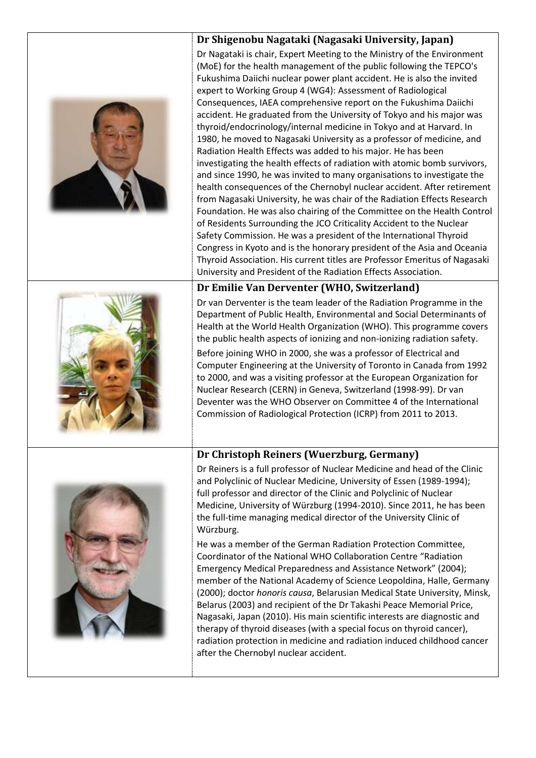### Dr Shigenobu Nagataki (Nagasaki University, Japan)

Dr Nagataki is chair, Expert Meeting to the Ministry of the Environment (MoE) for the health management of the public following the TEPCO's Fukushima Daiichi nuclear power plant accident. He is also the invited expert to Working Group 4 (WG4): Assessment of Radiological Consequences, IAEA comprehensive report on the Fukushima Daiichi accident. He graduated from the University of Tokyo and his major was thyroid/endocrinology/internal medicine in Tokyo and at Harvard. In 1980, he moved to Nagasaki University as a professor of medicine, and Radiation Health Effects was added to his major. He has been investigating the health effects of radiation with atomic bomb survivors, and since 1990, he was invited to many organisations to investigate the health consequences of the Chernobyl nuclear accident. After retirement from Nagasaki University, he was chair of the Radiation Effects Research Foundation. He was also chairing of the Committee on the Health Control of Residents Surrounding the JCO Criticality Accident to the Nuclear Safety Commission. He was a president of the International Thyroid Congress in Kyoto and is the honorary president of the Asia and Oceania Thyroid Association. His current titles are Professor Emeritus of Nagasaki University and President of the Radiation Effects Association.

### Dr Emilie Van Derventer (WHO, Switzerland)

Dr van Derventer is the team leader of the Radiation Programme in the Department of Public Health, Environmental and Social Determinants of Health at the World Health Organization (WHO). This programme covers the public health aspects of ionizing and non-ionizing radiation safety.

Before joining WHO in 2000, she was a professor of Electrical and Computer Engineering at the University of Toronto in Canada from 1992 to 2000, and was a visiting professor at the European Organization for Nuclear Research (CERN) in Geneva, Switzerland (1998-99). Dr van Deventer was the WHO Observer on Committee 4 of the International Commission of Radiological Protection (ICRP) from 2011 to 2013.

### Dr Christoph Reiners (Wuerzburg, Germany)

Dr Reiners is a full professor of Nuclear Medicine and head of the Clinic and Polyclinic of Nuclear Medicine, University of Essen (1989-1994); full professor and director of the Clinic and Polyclinic of Nuclear Medicine, University of Würzburg (1994-2010). Since 2011, he has been the full-time managing medical director of the University Clinic of Würzburg.

He was a member of the German Radiation Protection Committee, Coordinator of the National WHO Collaboration Centre "Radiation Emergency Medical Preparedness and Assistance Network" (2004); member of the National Academy of Science Leopoldina, Halle, Germany (2000); doctor *honoris causa*, Belarusian Medical State University, Minsk, Belarus (2003) and recipient of the Dr Takashi Peace Memorial Price, Nagasaki, Japan (2010). His main scientific interests are diagnostic and therapy of thyroid diseases (with a special focus on thyroid cancer), radiation protection in medicine and radiation induced childhood cancer after the Chernobyl nuclear accident.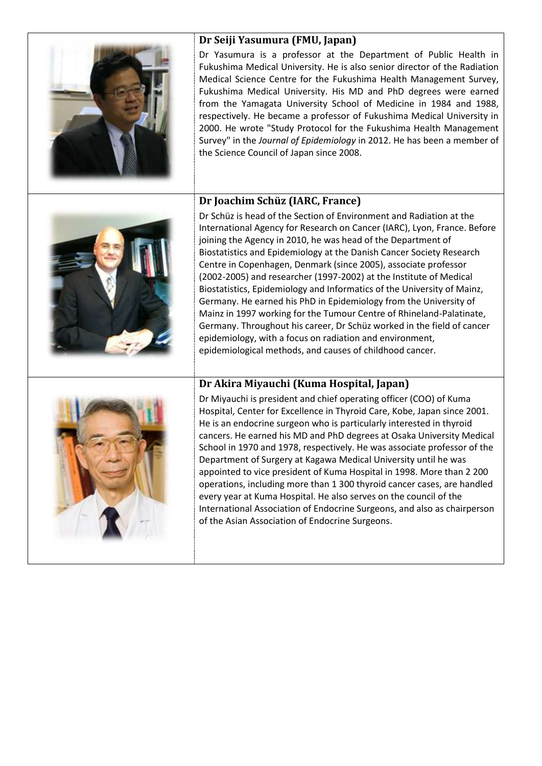### Dr Seiji Yasumura (FMU, Japan)

Dr Yasumura is a professor at the Department of Public Health in Fukushima Medical University. He is also senior director of the Radiation Medical Science Centre for the Fukushima Health Management Survey, Fukushima Medical University. His MD and PhD degrees were earned from the Yamagata University School of Medicine in 1984 and 1988, respectively. He became a professor of Fukushima Medical University in 2000. He wrote "Study Protocol for the Fukushima Health Management Survey" in the *Journal of Epidemiology* in 2012. He has been a member of the Science Council of Japan since 2008.

### Dr Joachim Schüz (IARC, France)

Dr Schüz is head of the Section of Environment and Radiation at the International Agency for Research on Cancer (IARC), Lyon, France. Before joining the Agency in 2010, he was head of the Department of Biostatistics and Epidemiology at the Danish Cancer Society Research Centre in Copenhagen, Denmark (since 2005), associate professor (2002-2005) and researcher (1997-2002) at the Institute of Medical Biostatistics, Epidemiology and Informatics of the University of Mainz, Germany. He earned his PhD in Epidemiology from the University of Mainz in 1997 working for the Tumour Centre of Rhineland-Palatinate, Germany. Throughout his career, Dr Schüz worked in the field of cancer epidemiology, with a focus on radiation and environment, epidemiological methods, and causes of childhood cancer.

### Dr Akira Miyauchi (Kuma Hospital, Japan)

Dr Miyauchi is president and chief operating officer (COO) of Kuma Hospital, Center for Excellence in Thyroid Care, Kobe, Japan since 2001. He is an endocrine surgeon who is particularly interested in thyroid cancers. He earned his MD and PhD degrees at Osaka University Medical School in 1970 and 1978, respectively. He was associate professor of the Department of Surgery at Kagawa Medical University until he was appointed to vice president of Kuma Hospital in 1998. More than 2 200 operations, including more than 1 300 thyroid cancer cases, are handled every year at Kuma Hospital. He also serves on the council of the International Association of Endocrine Surgeons, and also as chairperson of the Asian Association of Endocrine Surgeons.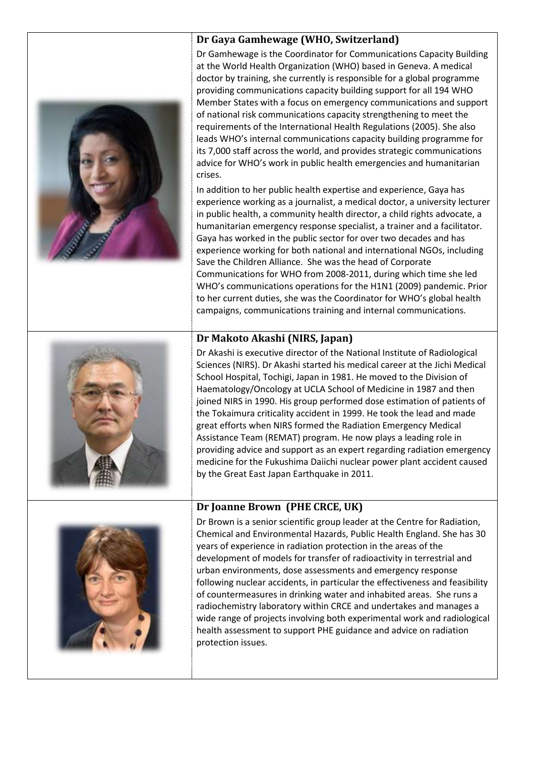### Dr Gaya Gamhewage (WHO, Switzerland)

Dr Gamhewage is the Coordinator for Communications Capacity Building at the World Health Organization (WHO) based in Geneva. A medical doctor by training, she currently is responsible for a global programme providing communications capacity building support for all 194 WHO Member States with a focus on emergency communications and support of national risk communications capacity strengthening to meet the requirements of the International Health Regulations (2005). She also leads WHO's internal communications capacity building programme for its 7,000 staff across the world, and provides strategic communications advice for WHO's work in public health emergencies and humanitarian crises.

In addition to her public health expertise and experience, Gaya has experience working as a journalist, a medical doctor, a university lecturer in public health, a community health director, a child rights advocate, a humanitarian emergency response specialist, a trainer and a facilitator. Gaya has worked in the public sector for over two decades and has experience working for both national and international NGOs, including Save the Children Alliance. She was the head of Corporate Communications for WHO from 2008-2011, during which time she led WHO's communications operations for the H1N1 (2009) pandemic. Prior to her current duties, she was the Coordinator for WHO's global health campaigns, communications training and internal communications.

### Dr Makoto Akashi (NIRS, Japan)

Dr Akashi is executive director of the National Institute of Radiological Sciences (NIRS). Dr Akashi started his medical career at the Jichi Medical School Hospital, Tochigi, Japan in 1981. He moved to the Division of Haematology/Oncology at UCLA School of Medicine in 1987 and then joined NIRS in 1990. His group performed dose estimation of patients of the Tokaimura criticality accident in 1999. He took the lead and made great efforts when NIRS formed the Radiation Emergency Medical Assistance Team (REMAT) program. He now plays a leading role in providing advice and support as an expert regarding radiation emergency medicine for the Fukushima Daiichi nuclear power plant accident caused by the Great East Japan Earthquake in 2011.

### Dr Joanne Brown (PHE CRCE, UK)

Dr Brown is a senior scientific group leader at the Centre for Radiation, Chemical and Environmental Hazards, Public Health England. She has 30 years of experience in radiation protection in the areas of the development of models for transfer of radioactivity in terrestrial and urban environments, dose assessments and emergency response following nuclear accidents, in particular the effectiveness and feasibility of countermeasures in drinking water and inhabited areas. She runs a radiochemistry laboratory within CRCE and undertakes and manages a wide range of projects involving both experimental work and radiological health assessment to support PHE guidance and advice on radiation protection issues.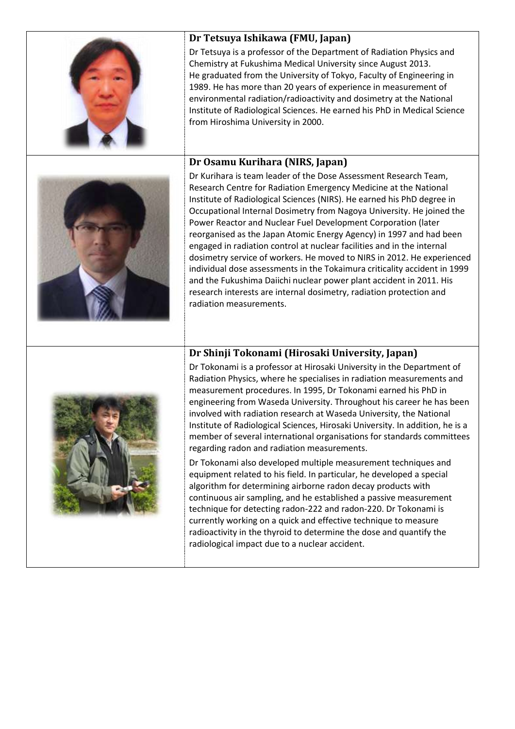### Dr Tetsuya Ishikawa (FMU, Japan)

Dr Tetsuya is a professor of the Department of Radiation Physics and Chemistry at Fukushima Medical University since August 2013. He graduated from the University of Tokyo, Faculty of Engineering in 1989. He has more than 20 years of experience in measurement of environmental radiation/radioactivity and dosimetry at the National Institute of Radiological Sciences. He earned his PhD in Medical Science from Hiroshima University in 2000.

### Dr Osamu Kurihara (NIRS, Japan)

Dr Kurihara is team leader of the Dose Assessment Research Team, Research Centre for Radiation Emergency Medicine at the National Institute of Radiological Sciences (NIRS). He earned his PhD degree in Occupational Internal Dosimetry from Nagoya University. He joined the Power Reactor and Nuclear Fuel Development Corporation (later reorganised as the Japan Atomic Energy Agency) in 1997 and had been engaged in radiation control at nuclear facilities and in the internal dosimetry service of workers. He moved to NIRS in 2012. He experienced individual dose assessments in the Tokaimura criticality accident in 1999 and the Fukushima Daiichi nuclear power plant accident in 2011. His research interests are internal dosimetry, radiation protection and radiation measurements.

### Dr Shinji Tokonami (Hirosaki University, Japan)

Dr Tokonami is a professor at Hirosaki University in the Department of Radiation Physics, where he specialises in radiation measurements and measurement procedures. In 1995, Dr Tokonami earned his PhD in engineering from Waseda University. Throughout his career he has been involved with radiation research at Waseda University, the National Institute of Radiological Sciences, Hirosaki University. In addition, he is a member of several international organisations for standards committees regarding radon and radiation measurements.

Dr Tokonami also developed multiple measurement techniques and equipment related to his field. In particular, he developed a special algorithm for determining airborne radon decay products with continuous air sampling, and he established a passive measurement technique for detecting radon-222 and radon-220. Dr Tokonami is currently working on a quick and effective technique to measure radioactivity in the thyroid to determine the dose and quantify the radiological impact due to a nuclear accident.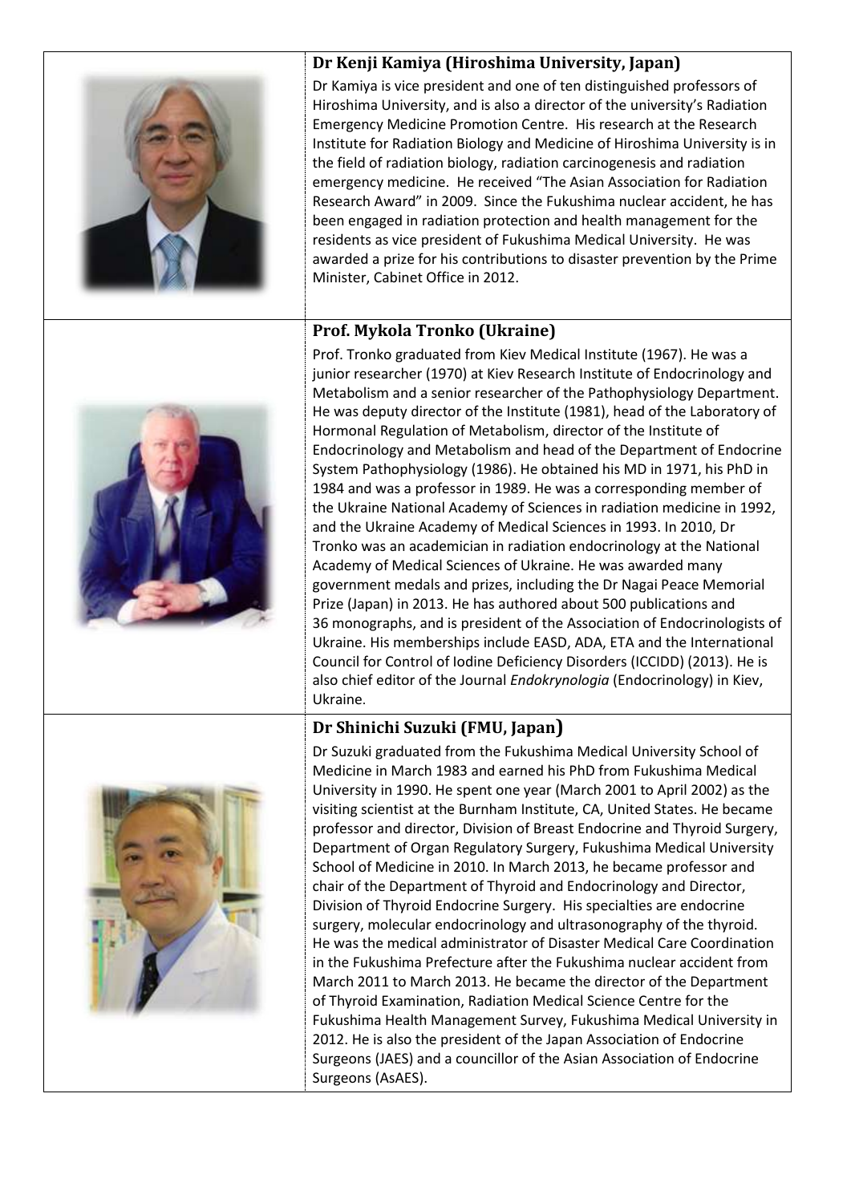### Dr Kenji Kamiya (Hiroshima University, Japan)

Dr Kamiya is vice president and one of ten distinguished professors of Hiroshima University, and is also a director of the university's Radiation Emergency Medicine Promotion Centre. His research at the Research Institute for Radiation Biology and Medicine of Hiroshima University is in the field of radiation biology, radiation carcinogenesis and radiation emergency medicine. He received "The Asian Association for Radiation Research Award" in 2009. Since the Fukushima nuclear accident, he has been engaged in radiation protection and health management for the residents as vice president of Fukushima Medical University. He was awarded a prize for his contributions to disaster prevention by the Prime Minister, Cabinet Office in 2012.

### Prof. Mykola Tronko (Ukraine)

Prof. Tronko graduated from Kiev Medical Institute (1967). He was a junior researcher (1970) at Kiev Research Institute of Endocrinology and Metabolism and a senior researcher of the Pathophysiology Department. He was deputy director of the Institute (1981), head of the Laboratory of Hormonal Regulation of Metabolism, director of the Institute of Endocrinology and Metabolism and head of the Department of Endocrine System Pathophysiology (1986). He obtained his MD in 1971, his PhD in 1984 and was a professor in 1989. He was a corresponding member of the Ukraine National Academy of Sciences in radiation medicine in 1992, and the Ukraine Academy of Medical Sciences in 1993. In 2010, Dr Tronko was an academician in radiation endocrinology at the National Academy of Medical Sciences of Ukraine. He was awarded many government medals and prizes, including the Dr Nagai Peace Memorial Prize (Japan) in 2013. He has authored about 500 publications and 36 monographs, and is president of the Association of Endocrinologists of Ukraine. His memberships include EASD, ADA, ETA and the International Council for Control of Iodine Deficiency Disorders (ICCIDD) (2013). He is also chief editor of the Journal *Endokrynologia* (Endocrinology) in Kiev, Ukraine.

### Dr Shinichi Suzuki (FMU, Japan)

Dr Suzuki graduated from the Fukushima Medical University School of Medicine in March 1983 and earned his PhD from Fukushima Medical University in 1990. He spent one year (March 2001 to April 2002) as the visiting scientist at the Burnham Institute, CA, United States. He became professor and director, Division of Breast Endocrine and Thyroid Surgery, Department of Organ Regulatory Surgery, Fukushima Medical University School of Medicine in 2010. In March 2013, he became professor and chair of the Department of Thyroid and Endocrinology and Director, Division of Thyroid Endocrine Surgery. His specialties are endocrine surgery, molecular endocrinology and ultrasonography of the thyroid. He was the medical administrator of Disaster Medical Care Coordination in the Fukushima Prefecture after the Fukushima nuclear accident from March 2011 to March 2013. He became the director of the Department of Thyroid Examination, Radiation Medical Science Centre for the Fukushima Health Management Survey, Fukushima Medical University in 2012. He is also the president of the Japan Association of Endocrine Surgeons (JAES) and a councillor of the Asian Association of Endocrine Surgeons (AsAES).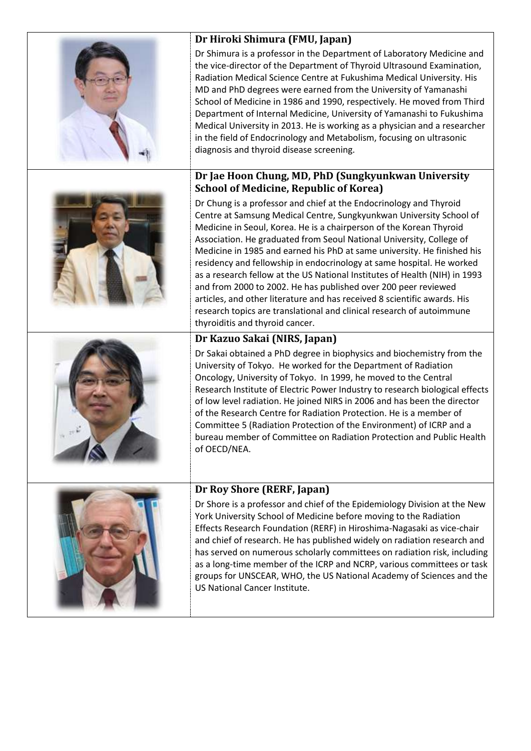### Dr Hiroki Shimura (FMU, Japan)

Dr Shimura is a professor in the Department of Laboratory Medicine and the vice-director of the Department of Thyroid Ultrasound Examination, Radiation Medical Science Centre at Fukushima Medical University. His MD and PhD degrees were earned from the University of Yamanashi School of Medicine in 1986 and 1990, respectively. He moved from Third Department of Internal Medicine, University of Yamanashi to Fukushima Medical University in 2013. He is working as a physician and a researcher in the field of Endocrinology and Metabolism, focusing on ultrasonic diagnosis and thyroid disease screening.

### Dr Jae Hoon Chung, MD, PhD (Sungkyunkwan University School of Medicine, Republic of Korea)

Dr Chung is a professor and chief at the Endocrinology and Thyroid Centre at Samsung Medical Centre, Sungkyunkwan University School of Medicine in Seoul, Korea. He is a chairperson of the Korean Thyroid Association. He graduated from Seoul National University, College of Medicine in 1985 and earned his PhD at same university. He finished his residency and fellowship in endocrinology at same hospital. He worked as a research fellow at the US National Institutes of Health (NIH) in 1993 and from 2000 to 2002. He has published over 200 peer reviewed articles, and other literature and has received 8 scientific awards. His research topics are translational and clinical research of autoimmune thyroiditis and thyroid cancer.

### Dr Kazuo Sakai (NIRS, Japan)

Dr Sakai obtained a PhD degree in biophysics and biochemistry from the University of Tokyo. He worked for the Department of Radiation Oncology, University of Tokyo. In 1999, he moved to the Central Research Institute of Electric Power Industry to research biological effects of low level radiation. He joined NIRS in 2006 and has been the director of the Research Centre for Radiation Protection. He is a member of Committee 5 (Radiation Protection of the Environment) of ICRP and a bureau member of Committee on Radiation Protection and Public Health of OECD/NEA.

### Dr Roy Shore (RERF, Japan)

Dr Shore is a professor and chief of the Epidemiology Division at the New York University School of Medicine before moving to the Radiation Effects Research Foundation (RERF) in Hiroshima-Nagasaki as vice-chair and chief of research. He has published widely on radiation research and has served on numerous scholarly committees on radiation risk, including as a long-time member of the ICRP and NCRP, various committees or task groups for UNSCEAR, WHO, the US National Academy of Sciences and the US National Cancer Institute.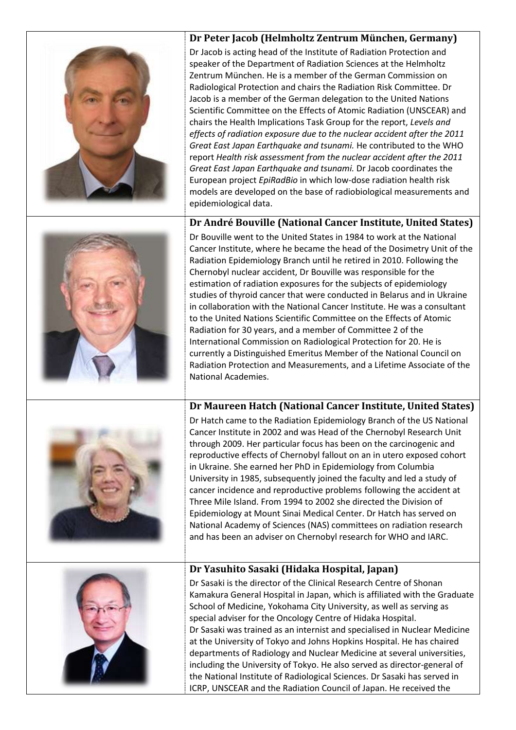### Dr Peter Jacob (Helmholtz Zentrum München, Germany)

Dr Jacob is acting head of the Institute of Radiation Protection and speaker of the Department of Radiation Sciences at the Helmholtz Zentrum München. He is a member of the German Commission on Radiological Protection and chairs the Radiation Risk Committee. Dr Jacob is a member of the German delegation to the United Nations Scientific Committee on the Effects of Atomic Radiation (UNSCEAR) and chairs the Health Implications Task Group for the report, *Levels and effects of radiation exposure due to the nuclear accident after the 2011 Great East Japan Earthquake and tsunami.* He contributed to the WHO report *Health risk assessment from the nuclear accident after the 2011 Great East Japan Earthquake and tsunami.* Dr Jacob coordinates the European project *EpiRadBio* in which low-dose radiation health risk models are developed on the base of radiobiological measurements and epidemiological data.

### Dr André Bouville (National Cancer Institute, United States)

Dr Bouville went to the United States in 1984 to work at the National Cancer Institute, where he became the head of the Dosimetry Unit of the Radiation Epidemiology Branch until he retired in 2010. Following the Chernobyl nuclear accident, Dr Bouville was responsible for the estimation of radiation exposures for the subjects of epidemiology studies of thyroid cancer that were conducted in Belarus and in Ukraine in collaboration with the National Cancer Institute. He was a consultant to the United Nations Scientific Committee on the Effects of Atomic Radiation for 30 years, and a member of Committee 2 of the International Commission on Radiological Protection for 20. He is currently a Distinguished Emeritus Member of the National Council on Radiation Protection and Measurements, and a Lifetime Associate of the National Academies.

### Dr Maureen Hatch (National Cancer Institute, United States)

Dr Hatch came to the Radiation Epidemiology Branch of the US National Cancer Institute in 2002 and was Head of the Chernobyl Research Unit through 2009. Her particular focus has been on the carcinogenic and reproductive effects of Chernobyl fallout on an in utero exposed cohort in Ukraine. She earned her PhD in Epidemiology from Columbia University in 1985, subsequently joined the faculty and led a study of cancer incidence and reproductive problems following the accident at Three Mile Island. From 1994 to 2002 she directed the Division of Epidemiology at Mount Sinai Medical Center. Dr Hatch has served on National Academy of Sciences (NAS) committees on radiation research and has been an adviser on Chernobyl research for WHO and IARC.

### Dr Yasuhito Sasaki (Hidaka Hospital, Japan)

Dr Sasaki is the director of the Clinical Research Centre of Shonan Kamakura General Hospital in Japan, which is affiliated with the Graduate School of Medicine, Yokohama City University, as well as serving as special adviser for the Oncology Centre of Hidaka Hospital.

Dr Sasaki was trained as an internist and specialised in Nuclear Medicine at the University of Tokyo and Johns Hopkins Hospital. He has chaired departments of Radiology and Nuclear Medicine at several universities, including the University of Tokyo. He also served as director-general of the National Institute of Radiological Sciences. Dr Sasaki has served in ICRP, UNSCEAR and the Radiation Council of Japan. He received the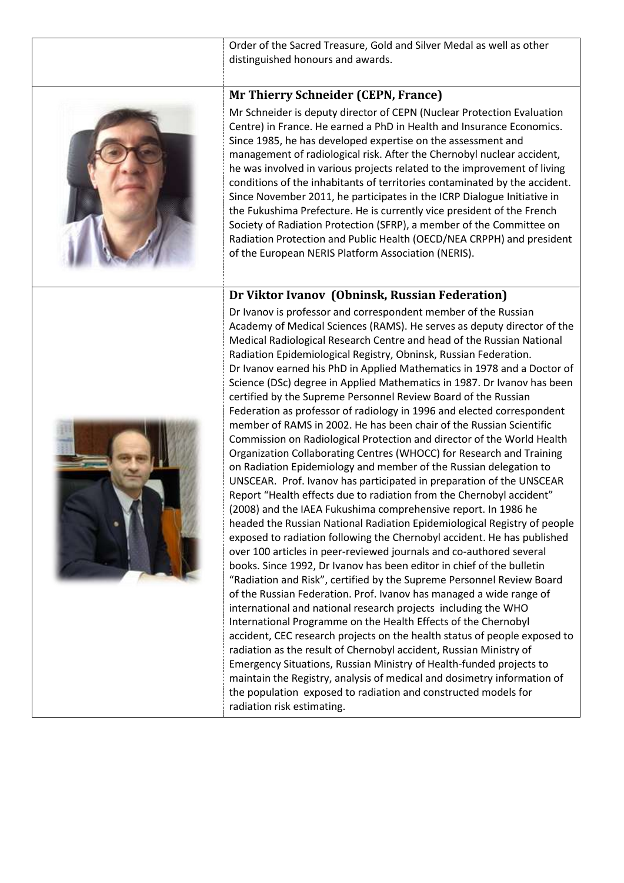Order of the Sacred Treasure, Gold and Silver Medal as well as other distinguished honours and awards.

### Mr Thierry Schneider (CEPN, France)

Mr Schneider is deputy director of CEPN (Nuclear Protection Evaluation Centre) in France. He earned a PhD in Health and Insurance Economics. Since 1985, he has developed expertise on the assessment and management of radiological risk. After the Chernobyl nuclear accident, he was involved in various projects related to the improvement of living conditions of the inhabitants of territories contaminated by the accident. Since November 2011, he participates in the ICRP Dialogue Initiative in the Fukushima Prefecture. He is currently vice president of the French Society of Radiation Protection (SFRP), a member of the Committee on Radiation Protection and Public Health (OECD/NEA CRPPH) and president of the European NERIS Platform Association (NERIS).

### Dr Viktor Ivanov (Obninsk, Russian Federation)

Dr Ivanov is professor and correspondent member of the Russian Academy of Medical Sciences (RAMS). He serves as deputy director of the Medical Radiological Research Centre and head of the Russian National Radiation Epidemiological Registry, Obninsk, Russian Federation. Dr Ivanov earned his PhD in Applied Mathematics in 1978 and a Doctor of Science (DSc) degree in Applied Mathematics in 1987. Dr Ivanov has been certified by the Supreme Personnel Review Board of the Russian Federation as professor of radiology in 1996 and elected correspondent member of RAMS in 2002. He has been chair of the Russian Scientific Commission on Radiological Protection and director of the World Health Organization Collaborating Centres (WHOCC) for Research and Training on Radiation Epidemiology and member of the Russian delegation to UNSCEAR. Prof. Ivanov has participated in preparation of the UNSCEAR Report "Health effects due to radiation from the Chernobyl accident" (2008) and the IAEA Fukushima comprehensive report. In 1986 he headed the Russian National Radiation Epidemiological Registry of people exposed to radiation following the Chernobyl accident. He has published over 100 articles in peer-reviewed journals and co-authored several books. Since 1992, Dr Ivanov has been editor in chief of the bulletin "Radiation and Risk", certified by the Supreme Personnel Review Board of the Russian Federation. Prof. Ivanov has managed a wide range of international and national research projects including the WHO International Programme on the Health Effects of the Chernobyl accident, CEC research projects on the health status of people exposed to radiation as the result of Chernobyl accident, Russian Ministry of Emergency Situations, Russian Ministry of Health-funded projects to maintain the Registry, analysis of medical and dosimetry information of the population exposed to radiation and constructed models for radiation risk estimating.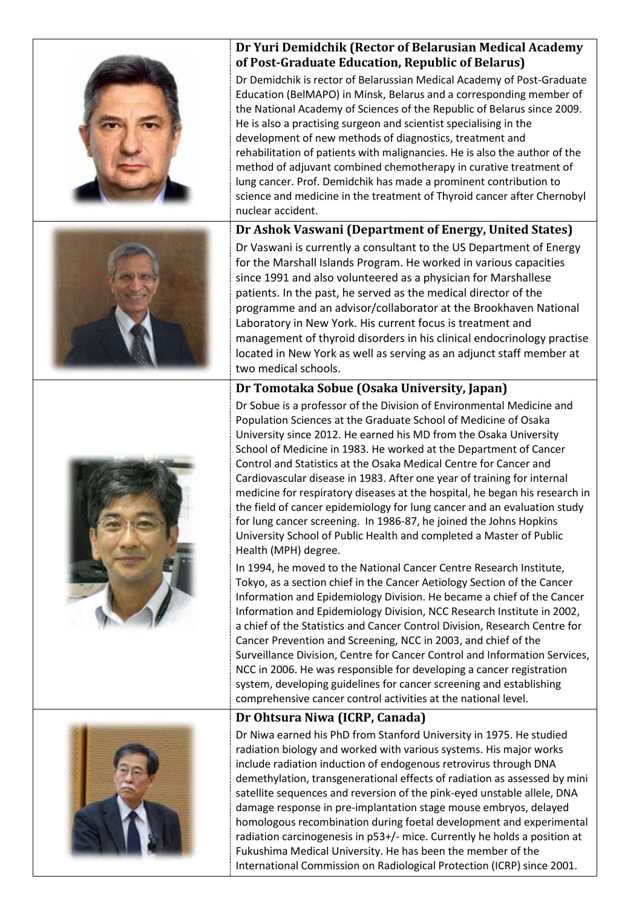### Dr Yuri Demidchik (Rector of Belarusian Medical Academy of Post-Graduate Education, Republic of Belarus)

Dr Demidchik is rector of Belarussian Medical Academy of Post-Graduate Education (BelMAPO) in Minsk, Belarus and a corresponding member of the National Academy of Sciences of the Republic of Belarus since 2009. He is also a practising surgeon and scientist specialising in the development of new methods of diagnostics, treatment and rehabilitation of patients with malignancies. He is also the author of the method of adjuvant combined chemotherapy in curative treatment of lung cancer. Prof. Demidchik has made a prominent contribution to science and medicine in the treatment of Thyroid cancer after Chernobyl nuclear accident.

### Dr Ashok Vaswani (Department of Energy, United States)

Dr Vaswani is currently a consultant to the US Department of Energy for the Marshall Islands Program. He worked in various capacities since 1991 and also volunteered as a physician for Marshallese patients. In the past, he served as the medical director of the programme and an advisor/collaborator at the Brookhaven National Laboratory in New York. His current focus is treatment and management of thyroid disorders in his clinical endocrinology practise located in New York as well as serving as an adjunct staff member at two medical schools.

### Dr Tomotaka Sobue (Osaka University, Japan)

Dr Sobue is a professor of the Division of Environmental Medicine and Population Sciences at the Graduate School of Medicine of Osaka University since 2012. He earned his MD from the Osaka University School of Medicine in 1983. He worked at the Department of Cancer Control and Statistics at the Osaka Medical Centre for Cancer and Cardiovascular disease in 1983. After one year of training for internal medicine for respiratory diseases at the hospital, he began his research in the field of cancer epidemiology for lung cancer and an evaluation study for lung cancer screening. In 1986-87, he joined the Johns Hopkins University School of Public Health and completed a Master of Public Health (MPH) degree.

In 1994, he moved to the National Cancer Centre Research Institute, Tokyo, as a section chief in the Cancer Aetiology Section of the Cancer Information and Epidemiology Division. He became a chief of the Cancer Information and Epidemiology Division, NCC Research Institute in 2002, a chief of the Statistics and Cancer Control Division, Research Centre for Cancer Prevention and Screening, NCC in 2003, and chief of the Surveillance Division, Centre for Cancer Control and Information Services, NCC in 2006. He was responsible for developing a cancer registration system, developing guidelines for cancer screening and establishing comprehensive cancer control activities at the national level.

### Dr Ohtsura Niwa (ICRP, Canada)

Dr Niwa earned his PhD from Stanford University in 1975. He studied radiation biology and worked with various systems. His major works include radiation induction of endogenous retrovirus through DNA demethylation, transgenerational effects of radiation as assessed by mini satellite sequences and reversion of the pink-eyed unstable allele, DNA damage response in pre-implantation stage mouse embryos, delayed homologous recombination during foetal development and experimental radiation carcinogenesis in p53+/- mice. Currently he holds a position at Fukushima Medical University. He has been the member of the International Commission on Radiological Protection (ICRP) since 2001.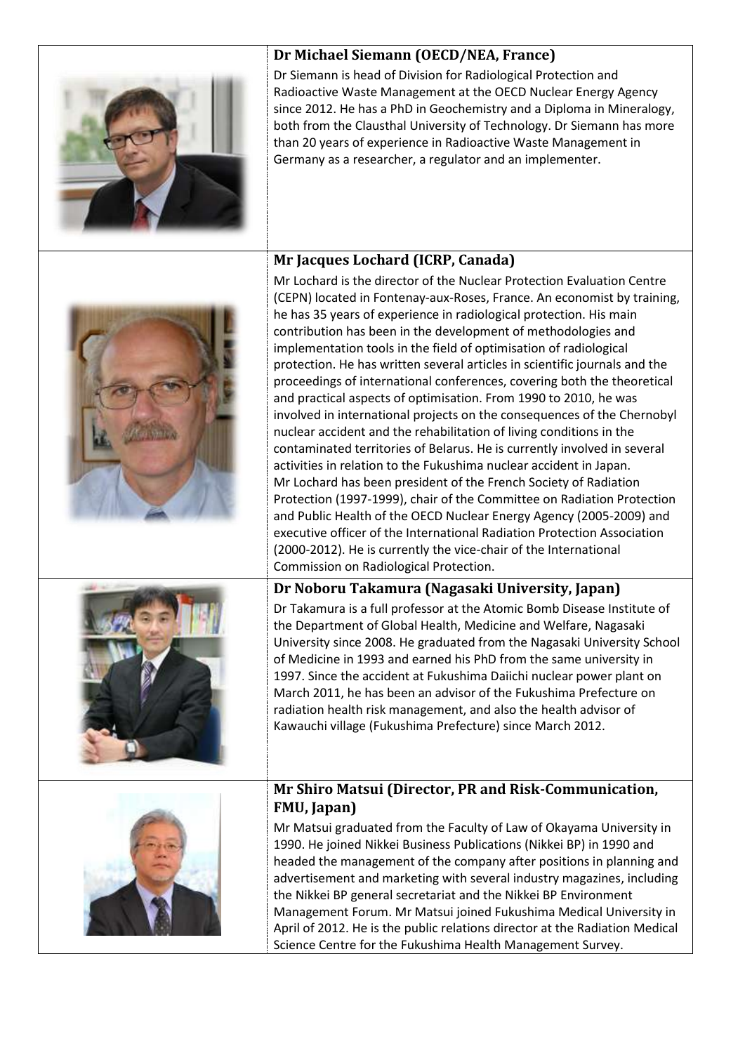### Dr Michael Siemann (OECD/NEA, France)

Dr Siemann is head of Division for Radiological Protection and Radioactive Waste Management at the OECD Nuclear Energy Agency since 2012. He has a PhD in Geochemistry and a Diploma in Mineralogy, both from the Clausthal University of Technology. Dr Siemann has more than 20 years of experience in Radioactive Waste Management in Germany as a researcher, a regulator and an implementer.

### Mr Jacques Lochard (ICRP, Canada)

Mr Lochard is the director of the Nuclear Protection Evaluation Centre (CEPN) located in Fontenay-aux-Roses, France. An economist by training, he has 35 years of experience in radiological protection. His main contribution has been in the development of methodologies and implementation tools in the field of optimisation of radiological protection. He has written several articles in scientific journals and the proceedings of international conferences, covering both the theoretical and practical aspects of optimisation. From 1990 to 2010, he was involved in international projects on the consequences of the Chernobyl nuclear accident and the rehabilitation of living conditions in the contaminated territories of Belarus. He is currently involved in several activities in relation to the Fukushima nuclear accident in Japan. Mr Lochard has been president of the French Society of Radiation Protection (1997-1999), chair of the Committee on Radiation Protection and Public Health of the OECD Nuclear Energy Agency (2005-2009) and executive officer of the International Radiation Protection Association (2000-2012). He is currently the vice-chair of the International Commission on Radiological Protection.

### Dr Noboru Takamura (Nagasaki University, Japan)

Dr Takamura is a full professor at the Atomic Bomb Disease Institute of the Department of Global Health, Medicine and Welfare, Nagasaki University since 2008. He graduated from the Nagasaki University School of Medicine in 1993 and earned his PhD from the same university in 1997. Since the accident at Fukushima Daiichi nuclear power plant on March 2011, he has been an advisor of the Fukushima Prefecture on radiation health risk management, and also the health advisor of Kawauchi village (Fukushima Prefecture) since March 2012.

### Mr Shiro Matsui (Director, PR and Risk-Communication, FMU, Japan)

Mr Matsui graduated from the Faculty of Law of Okayama University in 1990. He joined Nikkei Business Publications (Nikkei BP) in 1990 and headed the management of the company after positions in planning and advertisement and marketing with several industry magazines, including the Nikkei BP general secretariat and the Nikkei BP Environment Management Forum. Mr Matsui joined Fukushima Medical University in April of 2012. He is the public relations director at the Radiation Medical Science Centre for the Fukushima Health Management Survey.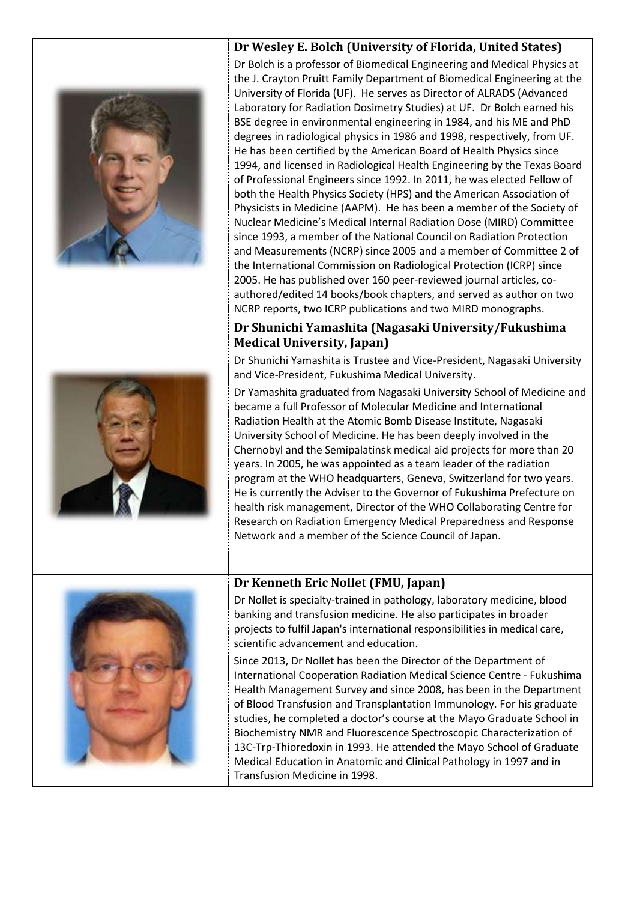### Dr Wesley E. Bolch (University of Florida, United States)

Dr Bolch is a professor of Biomedical Engineering and Medical Physics at the J. Crayton Pruitt Family Department of Biomedical Engineering at the University of Florida (UF). He serves as Director of ALRADS (Advanced Laboratory for Radiation Dosimetry Studies) at UF. Dr Bolch earned his BSE degree in environmental engineering in 1984, and his ME and PhD degrees in radiological physics in 1986 and 1998, respectively, from UF. He has been certified by the American Board of Health Physics since 1994, and licensed in Radiological Health Engineering by the Texas Board of Professional Engineers since 1992. In 2011, he was elected Fellow of both the Health Physics Society (HPS) and the American Association of Physicists in Medicine (AAPM). He has been a member of the Society of Nuclear Medicine's Medical Internal Radiation Dose (MIRD) Committee since 1993, a member of the National Council on Radiation Protection and Measurements (NCRP) since 2005 and a member of Committee 2 of the International Commission on Radiological Protection (ICRP) since 2005. He has published over 160 peer-reviewed journal articles, co-authored/edited 14 books/book chapters, and served as author on two NCRP reports, two ICRP publications and two MIRD monographs.

### Dr Shunichi Yamashita (Nagasaki University/Fukushima Medical University, Japan)

Dr Shunichi Yamashita is Trustee and Vice-President, Nagasaki University and Vice-President, Fukushima Medical University.

Dr Yamashita graduated from Nagasaki University School of Medicine and became a full Professor of Molecular Medicine and International Radiation Health at the Atomic Bomb Disease Institute, Nagasaki University School of Medicine. He has been deeply involved in the Chernobyl and the Semipalatinsk medical aid projects for more than 20 years. In 2005, he was appointed as a team leader of the radiation program at the WHO headquarters, Geneva, Switzerland for two years. He is currently the Adviser to the Governor of Fukushima Prefecture on health risk management, Director of the WHO Collaborating Centre for Research on Radiation Emergency Medical Preparedness and Response Network and a member of the Science Council of Japan.

### Dr Kenneth Eric Nollet (FMU, Japan)

Dr Nollet is specialty-trained in pathology, laboratory medicine, blood banking and transfusion medicine. He also participates in broader projects to fulfil Japan's international responsibilities in medical care, scientific advancement and education.

Since 2013, Dr Nollet has been the Director of the Department of International Cooperation Radiation Medical Science Centre - Fukushima Health Management Survey and since 2008, has been in the Department of Blood Transfusion and Transplantation Immunology. For his graduate studies, he completed a doctor's course at the Mayo Graduate School in Biochemistry NMR and Fluorescence Spectroscopic Characterization of 13C-Trp-Thioredoxin in 1993. He attended the Mayo School of Graduate Medical Education in Anatomic and Clinical Pathology in 1997 and in Transfusion Medicine in 1998.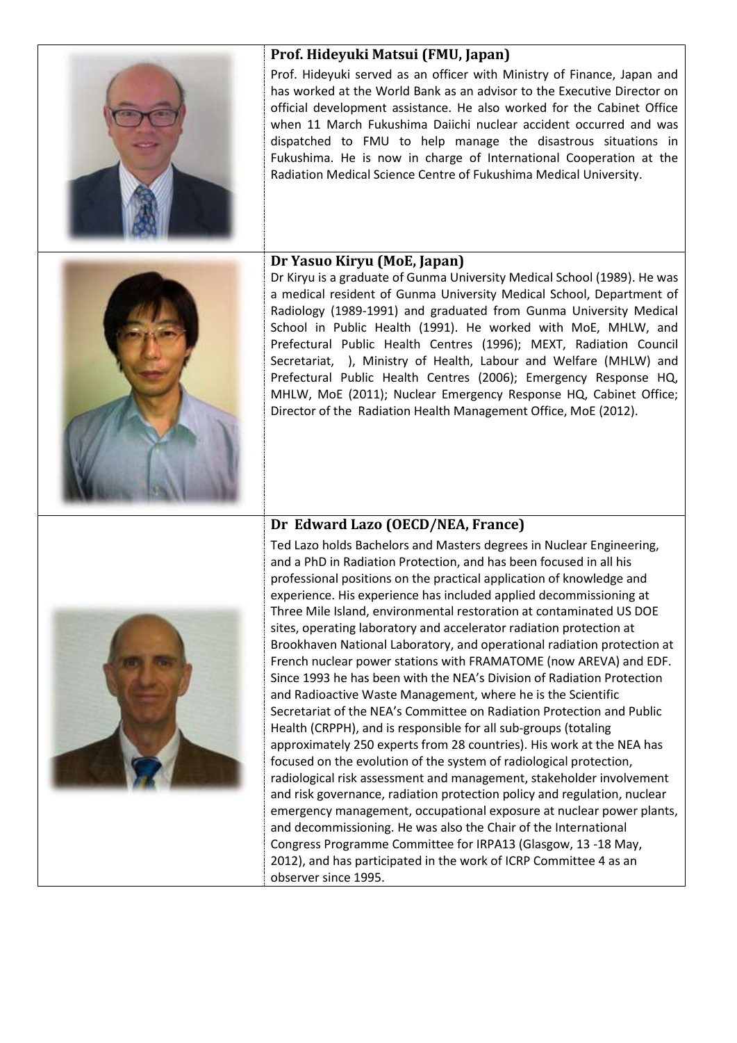### Prof. Hideyuki Matsui (FMU, Japan)

Prof. Hideyuki served as an officer with Ministry of Finance, Japan and has worked at the World Bank as an advisor to the Executive Director on official development assistance. He also worked for the Cabinet Office when 11 March Fukushima Daiichi nuclear accident occurred and was dispatched to FMU to help manage the disastrous situations in Fukushima. He is now in charge of International Cooperation at the Radiation Medical Science Centre of Fukushima Medical University.

### Dr Yasuo Kiryu (MoE, Japan)

Dr Kiryu is a graduate of Gunma University Medical School (1989). He was a medical resident of Gunma University Medical School, Department of Radiology (1989-1991) and graduated from Gunma University Medical School in Public Health (1991). He worked with MoE, MHLW, and Prefectural Public Health Centres (1996); MEXT, Radiation Council Secretariat, ), Ministry of Health, Labour and Welfare (MHLW) and Prefectural Public Health Centres (2006); Emergency Response HQ, MHLW, MoE (2011); Nuclear Emergency Response HQ, Cabinet Office; Director of the Radiation Health Management Office, MoE (2012).

### Dr Edward Lazo (OECD/NEA, France)

Ted Lazo holds Bachelors and Masters degrees in Nuclear Engineering, and a PhD in Radiation Protection, and has been focused in all his professional positions on the practical application of knowledge and experience. His experience has included applied decommissioning at Three Mile Island, environmental restoration at contaminated US DOE sites, operating laboratory and accelerator radiation protection at Brookhaven National Laboratory, and operational radiation protection at French nuclear power stations with FRAMATOME (now AREVA) and EDF. Since 1993 he has been with the NEA's Division of Radiation Protection and Radioactive Waste Management, where he is the Scientific Secretariat of the NEA's Committee on Radiation Protection and Public Health (CRPPH), and is responsible for all sub-groups (totaling approximately 250 experts from 28 countries). His work at the NEA has focused on the evolution of the system of radiological protection, radiological risk assessment and management, stakeholder involvement and risk governance, radiation protection policy and regulation, nuclear emergency management, occupational exposure at nuclear power plants, and decommissioning. He was also the Chair of the International Congress Programme Committee for IRPA13 (Glasgow, 13 -18 May, 2012), and has participated in the work of ICRP Committee 4 as an observer since 1995.